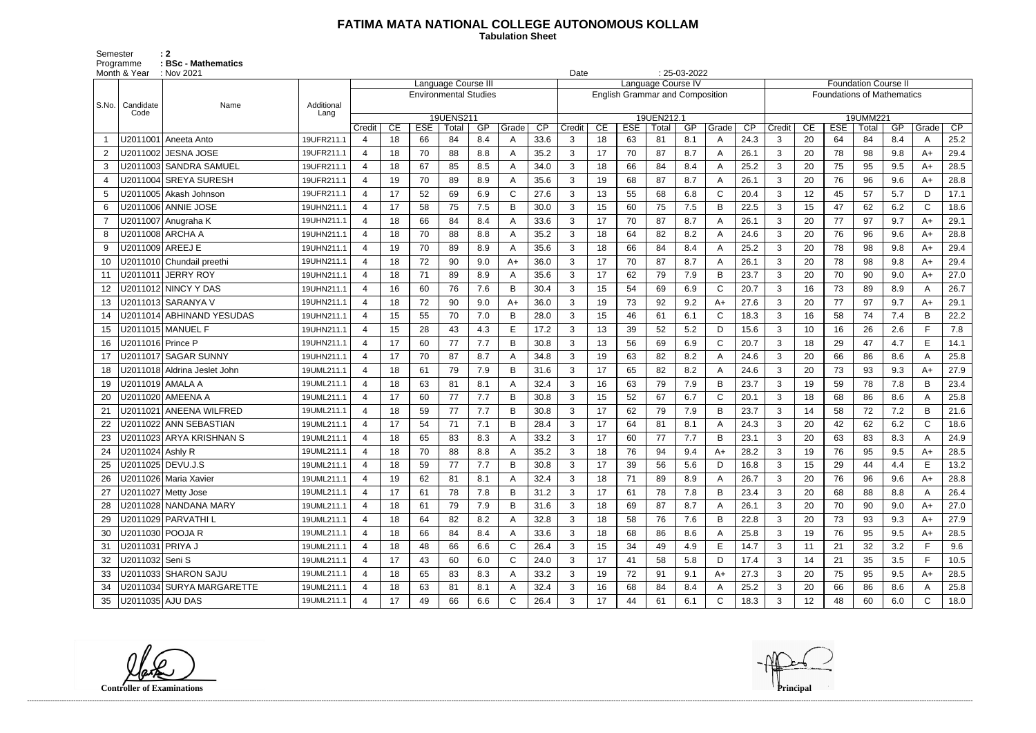# FATIMA MATA NATIONAL COLLEGE AUTONOMOUS KOLLAM

**Tabulation Sheet**

Semester : 2
Programme : BSc - Mathematics
Month & Year : Nov 2021
Date : 25-03-2022

| S.No. | Candidate Code | Name | Additional Lang | Language Course III | | | | | | | Language Course IV | | | | | | | Foundation Course II | | | | | | |
|---|---|---|---|---|---|---|---|---|---|---|---|---|---|---|---|---|---|---|---|---|---|---|---|---|
| | | | | Environmental Studies | | | | | | | English Grammar and Composition | | | | | | | Foundations of Mathematics | | | | | | |
| | | | | 19UENS211 | | | | | | | 19UEN212.1 | | | | | | | 19UMM221 | | | | | | |
| | | | | Credit | CE | ESE | Total | GP | Grade | CP | Credit | CE | ESE | Total | GP | Grade | CP | Credit | CE | ESE | Total | GP | Grade | CP |
| 1 | U2011001 | Aneeta Anto | 19UFR211.1 | 4 | 18 | 66 | 84 | 8.4 | A | 33.6 | 3 | 18 | 63 | 81 | 8.1 | A | 24.3 | 3 | 20 | 64 | 84 | 8.4 | A | 25.2 |
| 2 | U2011002 | JESNA JOSE | 19UFR211.1 | 4 | 18 | 70 | 88 | 8.8 | A | 35.2 | 3 | 17 | 70 | 87 | 8.7 | A | 26.1 | 3 | 20 | 78 | 98 | 9.8 | A+ | 29.4 |
| 3 | U2011003 | SANDRA SAMUEL | 19UFR211.1 | 4 | 18 | 67 | 85 | 8.5 | A | 34.0 | 3 | 18 | 66 | 84 | 8.4 | A | 25.2 | 3 | 20 | 75 | 95 | 9.5 | A+ | 28.5 |
| 4 | U2011004 | SREYA SURESH | 19UFR211.1 | 4 | 19 | 70 | 89 | 8.9 | A | 35.6 | 3 | 19 | 68 | 87 | 8.7 | A | 26.1 | 3 | 20 | 76 | 96 | 9.6 | A+ | 28.8 |
| 5 | U2011005 | Akash Johnson | 19UFR211.1 | 4 | 17 | 52 | 69 | 6.9 | C | 27.6 | 3 | 13 | 55 | 68 | 6.8 | C | 20.4 | 3 | 12 | 45 | 57 | 5.7 | D | 17.1 |
| 6 | U2011006 | ANNIE JOSE | 19UHN211.1 | 4 | 17 | 58 | 75 | 7.5 | B | 30.0 | 3 | 15 | 60 | 75 | 7.5 | B | 22.5 | 3 | 15 | 47 | 62 | 6.2 | C | 18.6 |
| 7 | U2011007 | Anugraha K | 19UHN211.1 | 4 | 18 | 66 | 84 | 8.4 | A | 33.6 | 3 | 17 | 70 | 87 | 8.7 | A | 26.1 | 3 | 20 | 77 | 97 | 9.7 | A+ | 29.1 |
| 8 | U2011008 | ARCHA A | 19UHN211.1 | 4 | 18 | 70 | 88 | 8.8 | A | 35.2 | 3 | 18 | 64 | 82 | 8.2 | A | 24.6 | 3 | 20 | 76 | 96 | 9.6 | A+ | 28.8 |
| 9 | U2011009 | AREEJ E | 19UHN211.1 | 4 | 19 | 70 | 89 | 8.9 | A | 35.6 | 3 | 18 | 66 | 84 | 8.4 | A | 25.2 | 3 | 20 | 78 | 98 | 9.8 | A+ | 29.4 |
| 10 | U2011010 | Chundail preethi | 19UHN211.1 | 4 | 18 | 72 | 90 | 9.0 | A+ | 36.0 | 3 | 17 | 70 | 87 | 8.7 | A | 26.1 | 3 | 20 | 78 | 98 | 9.8 | A+ | 29.4 |
| 11 | U2011011 | JERRY ROY | 19UHN211.1 | 4 | 18 | 71 | 89 | 8.9 | A | 35.6 | 3 | 17 | 62 | 79 | 7.9 | B | 23.7 | 3 | 20 | 70 | 90 | 9.0 | A+ | 27.0 |
| 12 | U2011012 | NINCY Y DAS | 19UHN211.1 | 4 | 16 | 60 | 76 | 7.6 | B | 30.4 | 3 | 15 | 54 | 69 | 6.9 | C | 20.7 | 3 | 16 | 73 | 89 | 8.9 | A | 26.7 |
| 13 | U2011013 | SARANYA V | 19UHN211.1 | 4 | 18 | 72 | 90 | 9.0 | A+ | 36.0 | 3 | 19 | 73 | 92 | 9.2 | A+ | 27.6 | 3 | 20 | 77 | 97 | 9.7 | A+ | 29.1 |
| 14 | U2011014 | ABHINAND YESUDAS | 19UHN211.1 | 4 | 15 | 55 | 70 | 7.0 | B | 28.0 | 3 | 15 | 46 | 61 | 6.1 | C | 18.3 | 3 | 16 | 58 | 74 | 7.4 | B | 22.2 |
| 15 | U2011015 | MANUEL F | 19UHN211.1 | 4 | 15 | 28 | 43 | 4.3 | E | 17.2 | 3 | 13 | 39 | 52 | 5.2 | D | 15.6 | 3 | 10 | 16 | 26 | 2.6 | F | 7.8 |
| 16 | U2011016 | Prince P | 19UHN211.1 | 4 | 17 | 60 | 77 | 7.7 | B | 30.8 | 3 | 13 | 56 | 69 | 6.9 | C | 20.7 | 3 | 18 | 29 | 47 | 4.7 | E | 14.1 |
| 17 | U2011017 | SAGAR SUNNY | 19UHN211.1 | 4 | 17 | 70 | 87 | 8.7 | A | 34.8 | 3 | 19 | 63 | 82 | 8.2 | A | 24.6 | 3 | 20 | 66 | 86 | 8.6 | A | 25.8 |
| 18 | U2011018 | Aldrina Jeslet John | 19UML211.1 | 4 | 18 | 61 | 79 | 7.9 | B | 31.6 | 3 | 17 | 65 | 82 | 8.2 | A | 24.6 | 3 | 20 | 73 | 93 | 9.3 | A+ | 27.9 |
| 19 | U2011019 | AMALA A | 19UML211.1 | 4 | 18 | 63 | 81 | 8.1 | A | 32.4 | 3 | 16 | 63 | 79 | 7.9 | B | 23.7 | 3 | 19 | 59 | 78 | 7.8 | B | 23.4 |
| 20 | U2011020 | AMEENA A | 19UML211.1 | 4 | 17 | 60 | 77 | 7.7 | B | 30.8 | 3 | 15 | 52 | 67 | 6.7 | C | 20.1 | 3 | 18 | 68 | 86 | 8.6 | A | 25.8 |
| 21 | U2011021 | ANEENA WILFRED | 19UML211.1 | 4 | 18 | 59 | 77 | 7.7 | B | 30.8 | 3 | 17 | 62 | 79 | 7.9 | B | 23.7 | 3 | 14 | 58 | 72 | 7.2 | B | 21.6 |
| 22 | U2011022 | ANN SEBASTIAN | 19UML211.1 | 4 | 17 | 54 | 71 | 7.1 | B | 28.4 | 3 | 17 | 64 | 81 | 8.1 | A | 24.3 | 3 | 20 | 42 | 62 | 6.2 | C | 18.6 |
| 23 | U2011023 | ARYA KRISHNAN S | 19UML211.1 | 4 | 18 | 65 | 83 | 8.3 | A | 33.2 | 3 | 17 | 60 | 77 | 7.7 | B | 23.1 | 3 | 20 | 63 | 83 | 8.3 | A | 24.9 |
| 24 | U2011024 | Ashly R | 19UML211.1 | 4 | 18 | 70 | 88 | 8.8 | A | 35.2 | 3 | 18 | 76 | 94 | 9.4 | A+ | 28.2 | 3 | 19 | 76 | 95 | 9.5 | A+ | 28.5 |
| 25 | U2011025 | DEVU.J.S | 19UML211.1 | 4 | 18 | 59 | 77 | 7.7 | B | 30.8 | 3 | 17 | 39 | 56 | 5.6 | D | 16.8 | 3 | 15 | 29 | 44 | 4.4 | E | 13.2 |
| 26 | U2011026 | Maria Xavier | 19UML211.1 | 4 | 19 | 62 | 81 | 8.1 | A | 32.4 | 3 | 18 | 71 | 89 | 8.9 | A | 26.7 | 3 | 20 | 76 | 96 | 9.6 | A+ | 28.8 |
| 27 | U2011027 | Metty Jose | 19UML211.1 | 4 | 17 | 61 | 78 | 7.8 | B | 31.2 | 3 | 17 | 61 | 78 | 7.8 | B | 23.4 | 3 | 20 | 68 | 88 | 8.8 | A | 26.4 |
| 28 | U2011028 | NANDANA MARY | 19UML211.1 | 4 | 18 | 61 | 79 | 7.9 | B | 31.6 | 3 | 18 | 69 | 87 | 8.7 | A | 26.1 | 3 | 20 | 70 | 90 | 9.0 | A+ | 27.0 |
| 29 | U2011029 | PARVATHI L | 19UML211.1 | 4 | 18 | 64 | 82 | 8.2 | A | 32.8 | 3 | 18 | 58 | 76 | 7.6 | B | 22.8 | 3 | 20 | 73 | 93 | 9.3 | A+ | 27.9 |
| 30 | U2011030 | POOJA R | 19UML211.1 | 4 | 18 | 66 | 84 | 8.4 | A | 33.6 | 3 | 18 | 68 | 86 | 8.6 | A | 25.8 | 3 | 19 | 76 | 95 | 9.5 | A+ | 28.5 |
| 31 | U2011031 | PRIYA J | 19UML211.1 | 4 | 18 | 48 | 66 | 6.6 | C | 26.4 | 3 | 15 | 34 | 49 | 4.9 | E | 14.7 | 3 | 11 | 21 | 32 | 3.2 | F | 9.6 |
| 32 | U2011032 | Seni S | 19UML211.1 | 4 | 17 | 43 | 60 | 6.0 | C | 24.0 | 3 | 17 | 41 | 58 | 5.8 | D | 17.4 | 3 | 14 | 21 | 35 | 3.5 | F | 10.5 |
| 33 | U2011033 | SHARON SAJU | 19UML211.1 | 4 | 18 | 65 | 83 | 8.3 | A | 33.2 | 3 | 19 | 72 | 91 | 9.1 | A+ | 27.3 | 3 | 20 | 75 | 95 | 9.5 | A+ | 28.5 |
| 34 | U2011034 | SURYA MARGARETTE | 19UML211.1 | 4 | 18 | 63 | 81 | 8.1 | A | 32.4 | 3 | 16 | 68 | 84 | 8.4 | A | 25.2 | 3 | 20 | 66 | 86 | 8.6 | A | 25.8 |
| 35 | U2011035 | AJU DAS | 19UML211.1 | 4 | 17 | 49 | 66 | 6.6 | C | 26.4 | 3 | 17 | 44 | 61 | 6.1 | C | 18.3 | 3 | 12 | 48 | 60 | 6.0 | C | 18.0 |

**Controller of Examinations** **Principal**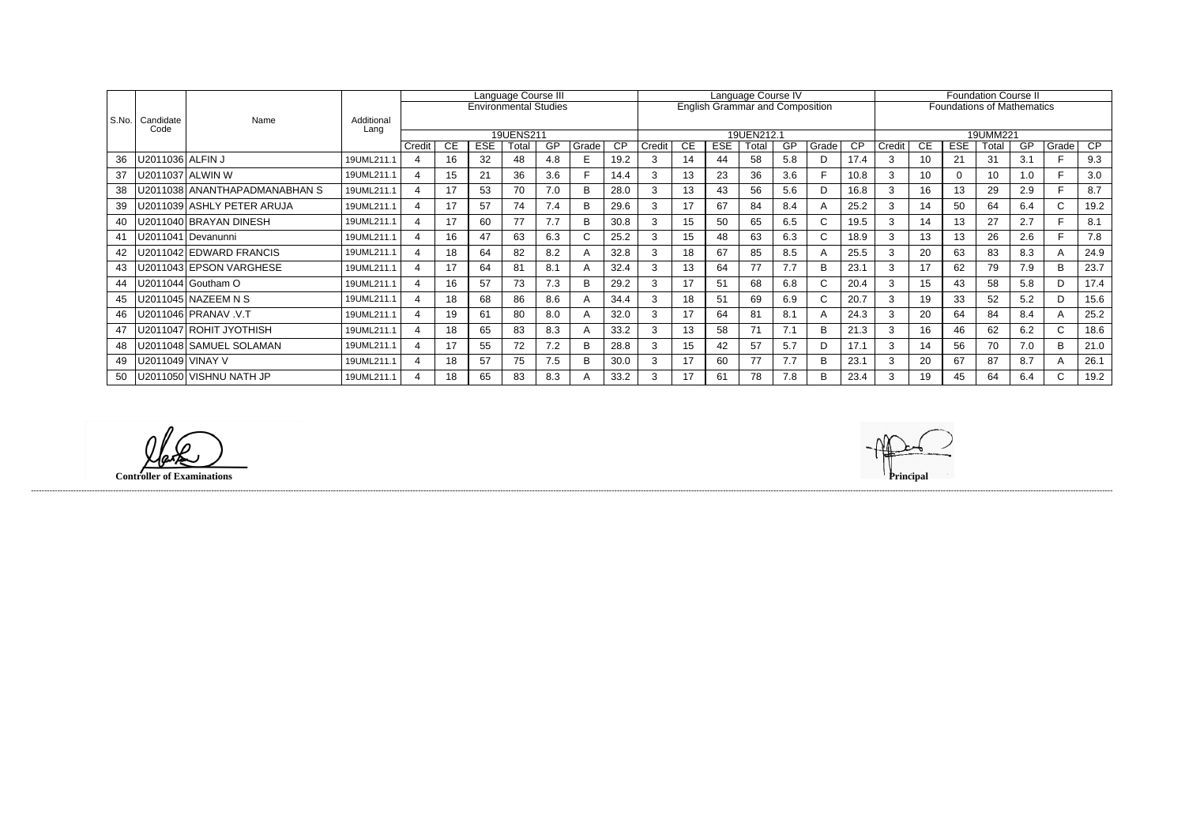| S.No. | Candidate Code | Name | Additional Lang | Language Course III | | | | | | | Language Course IV | | | | | | | Foundation Course II | | | | | | |
|---|---|---|---|---|---|---|---|---|---|---|---|---|---|---|---|---|---|---|---|---|---|---|---|---|
| | | | | Environmental Studies | | | | | | | English Grammar and Composition | | | | | | | Foundations of Mathematics | | | | | | |
| | | | | 19UENS211 | | | | | | | 19UEN212.1 | | | | | | | 19UMM221 | | | | | | |
| | | | | Credit | CE | ESE | Total | GP | Grade | CP | Credit | CE | ESE | Total | GP | Grade | CP | Credit | CE | ESE | Total | GP | Grade | CP |
| 36 | U2011036 | ALFIN J | 19UML211.1 | 4 | 16 | 32 | 48 | 4.8 | E | 19.2 | 3 | 14 | 44 | 58 | 5.8 | D | 17.4 | 3 | 10 | 21 | 31 | 3.1 | F | 9.3 |
| 37 | U2011037 | ALWIN W | 19UML211.1 | 4 | 15 | 21 | 36 | 3.6 | F | 14.4 | 3 | 13 | 23 | 36 | 3.6 | F | 10.8 | 3 | 10 | 0 | 10 | 1.0 | F | 3.0 |
| 38 | U2011038 | ANANTHAPADMANABHAN S | 19UML211.1 | 4 | 17 | 53 | 70 | 7.0 | B | 28.0 | 3 | 13 | 43 | 56 | 5.6 | D | 16.8 | 3 | 16 | 13 | 29 | 2.9 | F | 8.7 |
| 39 | U2011039 | ASHLY PETER ARUJA | 19UML211.1 | 4 | 17 | 57 | 74 | 7.4 | B | 29.6 | 3 | 17 | 67 | 84 | 8.4 | A | 25.2 | 3 | 14 | 50 | 64 | 6.4 | C | 19.2 |
| 40 | U2011040 | BRAYAN DINESH | 19UML211.1 | 4 | 17 | 60 | 77 | 7.7 | B | 30.8 | 3 | 15 | 50 | 65 | 6.5 | C | 19.5 | 3 | 14 | 13 | 27 | 2.7 | F | 8.1 |
| 41 | U2011041 | Devanunni | 19UML211.1 | 4 | 16 | 47 | 63 | 6.3 | C | 25.2 | 3 | 15 | 48 | 63 | 6.3 | C | 18.9 | 3 | 13 | 13 | 26 | 2.6 | F | 7.8 |
| 42 | U2011042 | EDWARD FRANCIS | 19UML211.1 | 4 | 18 | 64 | 82 | 8.2 | A | 32.8 | 3 | 18 | 67 | 85 | 8.5 | A | 25.5 | 3 | 20 | 63 | 83 | 8.3 | A | 24.9 |
| 43 | U2011043 | EPSON VARGHESE | 19UML211.1 | 4 | 17 | 64 | 81 | 8.1 | A | 32.4 | 3 | 13 | 64 | 77 | 7.7 | B | 23.1 | 3 | 17 | 62 | 79 | 7.9 | B | 23.7 |
| 44 | U2011044 | Goutham O | 19UML211.1 | 4 | 16 | 57 | 73 | 7.3 | B | 29.2 | 3 | 17 | 51 | 68 | 6.8 | C | 20.4 | 3 | 15 | 43 | 58 | 5.8 | D | 17.4 |
| 45 | U2011045 | NAZEEM N S | 19UML211.1 | 4 | 18 | 68 | 86 | 8.6 | A | 34.4 | 3 | 18 | 51 | 69 | 6.9 | C | 20.7 | 3 | 19 | 33 | 52 | 5.2 | D | 15.6 |
| 46 | U2011046 | PRANAV .V.T | 19UML211.1 | 4 | 19 | 61 | 80 | 8.0 | A | 32.0 | 3 | 17 | 64 | 81 | 8.1 | A | 24.3 | 3 | 20 | 64 | 84 | 8.4 | A | 25.2 |
| 47 | U2011047 | ROHIT JYOTHISH | 19UML211.1 | 4 | 18 | 65 | 83 | 8.3 | A | 33.2 | 3 | 13 | 58 | 71 | 7.1 | B | 21.3 | 3 | 16 | 46 | 62 | 6.2 | C | 18.6 |
| 48 | U2011048 | SAMUEL SOLAMAN | 19UML211.1 | 4 | 17 | 55 | 72 | 7.2 | B | 28.8 | 3 | 15 | 42 | 57 | 5.7 | D | 17.1 | 3 | 14 | 56 | 70 | 7.0 | B | 21.0 |
| 49 | U2011049 | VINAY V | 19UML211.1 | 4 | 18 | 57 | 75 | 7.5 | B | 30.0 | 3 | 17 | 60 | 77 | 7.7 | B | 23.1 | 3 | 20 | 67 | 87 | 8.7 | A | 26.1 |
| 50 | U2011050 | VISHNU NATH JP | 19UML211.1 | 4 | 18 | 65 | 83 | 8.3 | A | 33.2 | 3 | 17 | 61 | 78 | 7.8 | B | 23.4 | 3 | 19 | 45 | 64 | 6.4 | C | 19.2 |

**Controller of Examinations** **Principal**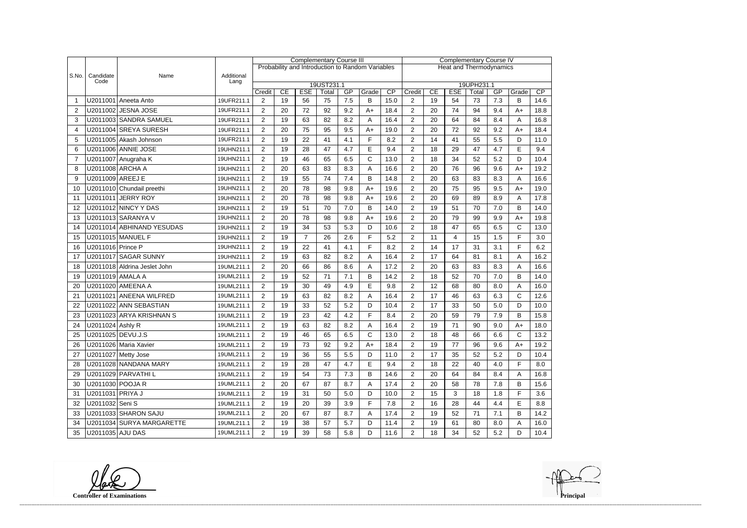| S.No. | Candidate Code | Name | Additional Lang | Complementary Course III | | | | | | | Complementary Course IV | | | | | | |
|---|---|---|---|---|---|---|---|---|---|---|---|---|---|---|---|---|---|
| | | | | Probability and Introduction to Random Variables | | | | | | | Heat and Thermodynamics | | | | | | |
| | | | | 19UST231.1 | | | | | | | 19UPH231.1 | | | | | | |
| | | | | Credit | CE | ESE | Total | GP | Grade | CP | Credit | CE | ESE | Total | GP | Grade | CP |
| 1 | U2011001 | Aneeta Anto | 19UFR211.1 | 2 | 19 | 56 | 75 | 7.5 | B | 15.0 | 2 | 19 | 54 | 73 | 7.3 | B | 14.6 |
| 2 | U2011002 | JESNA JOSE | 19UFR211.1 | 2 | 20 | 72 | 92 | 9.2 | A+ | 18.4 | 2 | 20 | 74 | 94 | 9.4 | A+ | 18.8 |
| 3 | U2011003 | SANDRA SAMUEL | 19UFR211.1 | 2 | 19 | 63 | 82 | 8.2 | A | 16.4 | 2 | 20 | 64 | 84 | 8.4 | A | 16.8 |
| 4 | U2011004 | SREYA SURESH | 19UFR211.1 | 2 | 20 | 75 | 95 | 9.5 | A+ | 19.0 | 2 | 20 | 72 | 92 | 9.2 | A+ | 18.4 |
| 5 | U2011005 | Akash Johnson | 19UFR211.1 | 2 | 19 | 22 | 41 | 4.1 | F | 8.2 | 2 | 14 | 41 | 55 | 5.5 | D | 11.0 |
| 6 | U2011006 | ANNIE JOSE | 19UHN211.1 | 2 | 19 | 28 | 47 | 4.7 | E | 9.4 | 2 | 18 | 29 | 47 | 4.7 | E | 9.4 |
| 7 | U2011007 | Anugraha K | 19UHN211.1 | 2 | 19 | 46 | 65 | 6.5 | C | 13.0 | 2 | 18 | 34 | 52 | 5.2 | D | 10.4 |
| 8 | U2011008 | ARCHA A | 19UHN211.1 | 2 | 20 | 63 | 83 | 8.3 | A | 16.6 | 2 | 20 | 76 | 96 | 9.6 | A+ | 19.2 |
| 9 | U2011009 | AREEJ E | 19UHN211.1 | 2 | 19 | 55 | 74 | 7.4 | B | 14.8 | 2 | 20 | 63 | 83 | 8.3 | A | 16.6 |
| 10 | U2011010 | Chundail preethi | 19UHN211.1 | 2 | 20 | 78 | 98 | 9.8 | A+ | 19.6 | 2 | 20 | 75 | 95 | 9.5 | A+ | 19.0 |
| 11 | U2011011 | JERRY ROY | 19UHN211.1 | 2 | 20 | 78 | 98 | 9.8 | A+ | 19.6 | 2 | 20 | 69 | 89 | 8.9 | A | 17.8 |
| 12 | U2011012 | NINCY Y DAS | 19UHN211.1 | 2 | 19 | 51 | 70 | 7.0 | B | 14.0 | 2 | 19 | 51 | 70 | 7.0 | B | 14.0 |
| 13 | U2011013 | SARANYA V | 19UHN211.1 | 2 | 20 | 78 | 98 | 9.8 | A+ | 19.6 | 2 | 20 | 79 | 99 | 9.9 | A+ | 19.8 |
| 14 | U2011014 | ABHINAND YESUDAS | 19UHN211.1 | 2 | 19 | 34 | 53 | 5.3 | D | 10.6 | 2 | 18 | 47 | 65 | 6.5 | C | 13.0 |
| 15 | U2011015 | MANUEL F | 19UHN211.1 | 2 | 19 | 7 | 26 | 2.6 | F | 5.2 | 2 | 11 | 4 | 15 | 1.5 | F | 3.0 |
| 16 | U2011016 | Prince P | 19UHN211.1 | 2 | 19 | 22 | 41 | 4.1 | F | 8.2 | 2 | 14 | 17 | 31 | 3.1 | F | 6.2 |
| 17 | U2011017 | SAGAR SUNNY | 19UHN211.1 | 2 | 19 | 63 | 82 | 8.2 | A | 16.4 | 2 | 17 | 64 | 81 | 8.1 | A | 16.2 |
| 18 | U2011018 | Aldrina Jeslet John | 19UML211.1 | 2 | 20 | 66 | 86 | 8.6 | A | 17.2 | 2 | 20 | 63 | 83 | 8.3 | A | 16.6 |
| 19 | U2011019 | AMALA A | 19UML211.1 | 2 | 19 | 52 | 71 | 7.1 | B | 14.2 | 2 | 18 | 52 | 70 | 7.0 | B | 14.0 |
| 20 | U2011020 | AMEENA A | 19UML211.1 | 2 | 19 | 30 | 49 | 4.9 | E | 9.8 | 2 | 12 | 68 | 80 | 8.0 | A | 16.0 |
| 21 | U2011021 | ANEENA WILFRED | 19UML211.1 | 2 | 19 | 63 | 82 | 8.2 | A | 16.4 | 2 | 17 | 46 | 63 | 6.3 | C | 12.6 |
| 22 | U2011022 | ANN SEBASTIAN | 19UML211.1 | 2 | 19 | 33 | 52 | 5.2 | D | 10.4 | 2 | 17 | 33 | 50 | 5.0 | D | 10.0 |
| 23 | U2011023 | ARYA KRISHNAN S | 19UML211.1 | 2 | 19 | 23 | 42 | 4.2 | F | 8.4 | 2 | 20 | 59 | 79 | 7.9 | B | 15.8 |
| 24 | U2011024 | Ashly R | 19UML211.1 | 2 | 19 | 63 | 82 | 8.2 | A | 16.4 | 2 | 19 | 71 | 90 | 9.0 | A+ | 18.0 |
| 25 | U2011025 | DEVU.J.S | 19UML211.1 | 2 | 19 | 46 | 65 | 6.5 | C | 13.0 | 2 | 18 | 48 | 66 | 6.6 | C | 13.2 |
| 26 | U2011026 | Maria Xavier | 19UML211.1 | 2 | 19 | 73 | 92 | 9.2 | A+ | 18.4 | 2 | 19 | 77 | 96 | 9.6 | A+ | 19.2 |
| 27 | U2011027 | Metty Jose | 19UML211.1 | 2 | 19 | 36 | 55 | 5.5 | D | 11.0 | 2 | 17 | 35 | 52 | 5.2 | D | 10.4 |
| 28 | U2011028 | NANDANA MARY | 19UML211.1 | 2 | 19 | 28 | 47 | 4.7 | E | 9.4 | 2 | 18 | 22 | 40 | 4.0 | F | 8.0 |
| 29 | U2011029 | PARVATHI L | 19UML211.1 | 2 | 19 | 54 | 73 | 7.3 | B | 14.6 | 2 | 20 | 64 | 84 | 8.4 | A | 16.8 |
| 30 | U2011030 | POOJA R | 19UML211.1 | 2 | 20 | 67 | 87 | 8.7 | A | 17.4 | 2 | 20 | 58 | 78 | 7.8 | B | 15.6 |
| 31 | U2011031 | PRIYA J | 19UML211.1 | 2 | 19 | 31 | 50 | 5.0 | D | 10.0 | 2 | 15 | 3 | 18 | 1.8 | F | 3.6 |
| 32 | U2011032 | Seni S | 19UML211.1 | 2 | 19 | 20 | 39 | 3.9 | F | 7.8 | 2 | 16 | 28 | 44 | 4.4 | E | 8.8 |
| 33 | U2011033 | SHARON SAJU | 19UML211.1 | 2 | 20 | 67 | 87 | 8.7 | A | 17.4 | 2 | 19 | 52 | 71 | 7.1 | B | 14.2 |
| 34 | U2011034 | SURYA MARGARETTE | 19UML211.1 | 2 | 19 | 38 | 57 | 5.7 | D | 11.4 | 2 | 19 | 61 | 80 | 8.0 | A | 16.0 |
| 35 | U2011035 | AJU DAS | 19UML211.1 | 2 | 19 | 39 | 58 | 5.8 | D | 11.6 | 2 | 18 | 34 | 52 | 5.2 | D | 10.4 |

**Controller of Examinations** **Principal**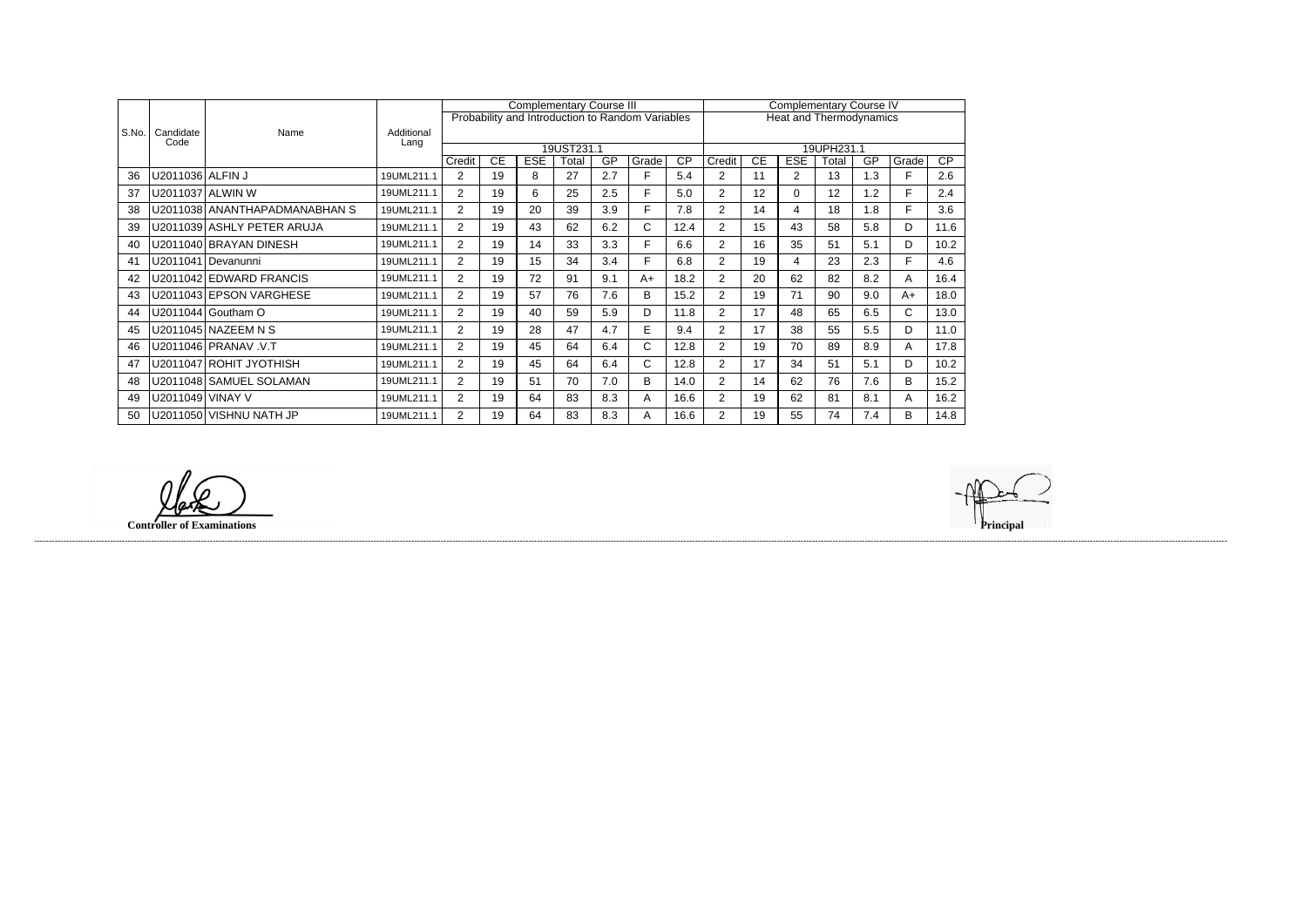| S.No. | Candidate Code | Name | Additional Lang | Complementary Course III | | | | | | | Complementary Course IV | | | | | | |
|---|---|---|---|---|---|---|---|---|---|---|---|---|---|---|---|---|---|
| | | | | Probability and Introduction to Random Variables | | | | | | | Heat and Thermodynamics | | | | | | |
| | | | | 19UST231.1 | | | | | | | 19UPH231.1 | | | | | | |
| | | | | Credit | CE | ESE | Total | GP | Grade | CP | Credit | CE | ESE | Total | GP | Grade | CP |
| 36 | U2011036 | ALFIN J | 19UML211.1 | 2 | 19 | 8 | 27 | 2.7 | F | 5.4 | 2 | 11 | 2 | 13 | 1.3 | F | 2.6 |
| 37 | U2011037 | ALWIN W | 19UML211.1 | 2 | 19 | 6 | 25 | 2.5 | F | 5.0 | 2 | 12 | 0 | 12 | 1.2 | F | 2.4 |
| 38 | U2011038 | ANANTHAPADMANABHAN S | 19UML211.1 | 2 | 19 | 20 | 39 | 3.9 | F | 7.8 | 2 | 14 | 4 | 18 | 1.8 | F | 3.6 |
| 39 | U2011039 | ASHLY PETER ARUJA | 19UML211.1 | 2 | 19 | 43 | 62 | 6.2 | C | 12.4 | 2 | 15 | 43 | 58 | 5.8 | D | 11.6 |
| 40 | U2011040 | BRAYAN DINESH | 19UML211.1 | 2 | 19 | 14 | 33 | 3.3 | F | 6.6 | 2 | 16 | 35 | 51 | 5.1 | D | 10.2 |
| 41 | U2011041 | Devanunni | 19UML211.1 | 2 | 19 | 15 | 34 | 3.4 | F | 6.8 | 2 | 19 | 4 | 23 | 2.3 | F | 4.6 |
| 42 | U2011042 | EDWARD FRANCIS | 19UML211.1 | 2 | 19 | 72 | 91 | 9.1 | A+ | 18.2 | 2 | 20 | 62 | 82 | 8.2 | A | 16.4 |
| 43 | U2011043 | EPSON VARGHESE | 19UML211.1 | 2 | 19 | 57 | 76 | 7.6 | B | 15.2 | 2 | 19 | 71 | 90 | 9.0 | A+ | 18.0 |
| 44 | U2011044 | Goutham O | 19UML211.1 | 2 | 19 | 40 | 59 | 5.9 | D | 11.8 | 2 | 17 | 48 | 65 | 6.5 | C | 13.0 |
| 45 | U2011045 | NAZEEM N S | 19UML211.1 | 2 | 19 | 28 | 47 | 4.7 | E | 9.4 | 2 | 17 | 38 | 55 | 5.5 | D | 11.0 |
| 46 | U2011046 | PRANAV .V.T | 19UML211.1 | 2 | 19 | 45 | 64 | 6.4 | C | 12.8 | 2 | 19 | 70 | 89 | 8.9 | A | 17.8 |
| 47 | U2011047 | ROHIT JYOTHISH | 19UML211.1 | 2 | 19 | 45 | 64 | 6.4 | C | 12.8 | 2 | 17 | 34 | 51 | 5.1 | D | 10.2 |
| 48 | U2011048 | SAMUEL SOLAMAN | 19UML211.1 | 2 | 19 | 51 | 70 | 7.0 | B | 14.0 | 2 | 14 | 62 | 76 | 7.6 | B | 15.2 |
| 49 | U2011049 | VINAY V | 19UML211.1 | 2 | 19 | 64 | 83 | 8.3 | A | 16.6 | 2 | 19 | 62 | 81 | 8.1 | A | 16.2 |
| 50 | U2011050 | VISHNU NATH JP | 19UML211.1 | 2 | 19 | 64 | 83 | 8.3 | A | 16.6 | 2 | 19 | 55 | 74 | 7.4 | B | 14.8 |

**Controller of Examinations**

**Principal**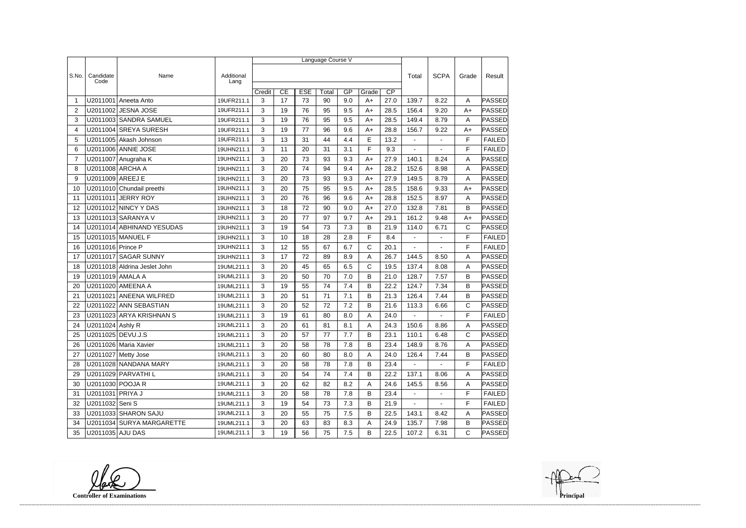| S.No. | Candidate Code | Name | Additional Lang | Language Course V | | | | | | | Total | SCPA | Grade | Result |
|---|---|---|---|---|---|---|---|---|---|---|---|---|---|---|
| | | | | Credit | CE | ESE | Total | GP | Grade | CP | | | | |
| 1 | U2011001 | Aneeta Anto | 19UFR211.1 | 3 | 17 | 73 | 90 | 9.0 | A+ | 27.0 | 139.7 | 8.22 | A | PASSED |
| 2 | U2011002 | JESNA JOSE | 19UFR211.1 | 3 | 19 | 76 | 95 | 9.5 | A+ | 28.5 | 156.4 | 9.20 | A+ | PASSED |
| 3 | U2011003 | SANDRA SAMUEL | 19UFR211.1 | 3 | 19 | 76 | 95 | 9.5 | A+ | 28.5 | 149.4 | 8.79 | A | PASSED |
| 4 | U2011004 | SREYA SURESH | 19UFR211.1 | 3 | 19 | 77 | 96 | 9.6 | A+ | 28.8 | 156.7 | 9.22 | A+ | PASSED |
| 5 | U2011005 | Akash Johnson | 19UFR211.1 | 3 | 13 | 31 | 44 | 4.4 | E | 13.2 | - | - | F | FAILED |
| 6 | U2011006 | ANNIE JOSE | 19UHN211.1 | 3 | 11 | 20 | 31 | 3.1 | F | 9.3 | - | - | F | FAILED |
| 7 | U2011007 | Anugraha K | 19UHN211.1 | 3 | 20 | 73 | 93 | 9.3 | A+ | 27.9 | 140.1 | 8.24 | A | PASSED |
| 8 | U2011008 | ARCHA A | 19UHN211.1 | 3 | 20 | 74 | 94 | 9.4 | A+ | 28.2 | 152.6 | 8.98 | A | PASSED |
| 9 | U2011009 | AREEJ E | 19UHN211.1 | 3 | 20 | 73 | 93 | 9.3 | A+ | 27.9 | 149.5 | 8.79 | A | PASSED |
| 10 | U2011010 | Chundail preethi | 19UHN211.1 | 3 | 20 | 75 | 95 | 9.5 | A+ | 28.5 | 158.6 | 9.33 | A+ | PASSED |
| 11 | U2011011 | JERRY ROY | 19UHN211.1 | 3 | 20 | 76 | 96 | 9.6 | A+ | 28.8 | 152.5 | 8.97 | A | PASSED |
| 12 | U2011012 | NINCY Y DAS | 19UHN211.1 | 3 | 18 | 72 | 90 | 9.0 | A+ | 27.0 | 132.8 | 7.81 | B | PASSED |
| 13 | U2011013 | SARANYA V | 19UHN211.1 | 3 | 20 | 77 | 97 | 9.7 | A+ | 29.1 | 161.2 | 9.48 | A+ | PASSED |
| 14 | U2011014 | ABHINAND YESUDAS | 19UHN211.1 | 3 | 19 | 54 | 73 | 7.3 | B | 21.9 | 114.0 | 6.71 | C | PASSED |
| 15 | U2011015 | MANUEL F | 19UHN211.1 | 3 | 10 | 18 | 28 | 2.8 | F | 8.4 | - | - | F | FAILED |
| 16 | U2011016 | Prince P | 19UHN211.1 | 3 | 12 | 55 | 67 | 6.7 | C | 20.1 | - | - | F | FAILED |
| 17 | U2011017 | SAGAR SUNNY | 19UHN211.1 | 3 | 17 | 72 | 89 | 8.9 | A | 26.7 | 144.5 | 8.50 | A | PASSED |
| 18 | U2011018 | Aldrina Jeslet John | 19UML211.1 | 3 | 20 | 45 | 65 | 6.5 | C | 19.5 | 137.4 | 8.08 | A | PASSED |
| 19 | U2011019 | AMALA A | 19UML211.1 | 3 | 20 | 50 | 70 | 7.0 | B | 21.0 | 128.7 | 7.57 | B | PASSED |
| 20 | U2011020 | AMEENA A | 19UML211.1 | 3 | 19 | 55 | 74 | 7.4 | B | 22.2 | 124.7 | 7.34 | B | PASSED |
| 21 | U2011021 | ANEENA WILFRED | 19UML211.1 | 3 | 20 | 51 | 71 | 7.1 | B | 21.3 | 126.4 | 7.44 | B | PASSED |
| 22 | U2011022 | ANN SEBASTIAN | 19UML211.1 | 3 | 20 | 52 | 72 | 7.2 | B | 21.6 | 113.3 | 6.66 | C | PASSED |
| 23 | U2011023 | ARYA KRISHNAN S | 19UML211.1 | 3 | 19 | 61 | 80 | 8.0 | A | 24.0 | - | - | F | FAILED |
| 24 | U2011024 | Ashly R | 19UML211.1 | 3 | 20 | 61 | 81 | 8.1 | A | 24.3 | 150.6 | 8.86 | A | PASSED |
| 25 | U2011025 | DEVU.J.S | 19UML211.1 | 3 | 20 | 57 | 77 | 7.7 | B | 23.1 | 110.1 | 6.48 | C | PASSED |
| 26 | U2011026 | Maria Xavier | 19UML211.1 | 3 | 20 | 58 | 78 | 7.8 | B | 23.4 | 148.9 | 8.76 | A | PASSED |
| 27 | U2011027 | Metty Jose | 19UML211.1 | 3 | 20 | 60 | 80 | 8.0 | A | 24.0 | 126.4 | 7.44 | B | PASSED |
| 28 | U2011028 | NANDANA MARY | 19UML211.1 | 3 | 20 | 58 | 78 | 7.8 | B | 23.4 | - | - | F | FAILED |
| 29 | U2011029 | PARVATHI L | 19UML211.1 | 3 | 20 | 54 | 74 | 7.4 | B | 22.2 | 137.1 | 8.06 | A | PASSED |
| 30 | U2011030 | POOJA R | 19UML211.1 | 3 | 20 | 62 | 82 | 8.2 | A | 24.6 | 145.5 | 8.56 | A | PASSED |
| 31 | U2011031 | PRIYA J | 19UML211.1 | 3 | 20 | 58 | 78 | 7.8 | B | 23.4 | - | - | F | FAILED |
| 32 | U2011032 | Seni S | 19UML211.1 | 3 | 19 | 54 | 73 | 7.3 | B | 21.9 | - | - | F | FAILED |
| 33 | U2011033 | SHARON SAJU | 19UML211.1 | 3 | 20 | 55 | 75 | 7.5 | B | 22.5 | 143.1 | 8.42 | A | PASSED |
| 34 | U2011034 | SURYA MARGARETTE | 19UML211.1 | 3 | 20 | 63 | 83 | 8.3 | A | 24.9 | 135.7 | 7.98 | B | PASSED |
| 35 | U2011035 | AJU DAS | 19UML211.1 | 3 | 19 | 56 | 75 | 7.5 | B | 22.5 | 107.2 | 6.31 | C | PASSED |

**Controller of Examinations**

**Principal**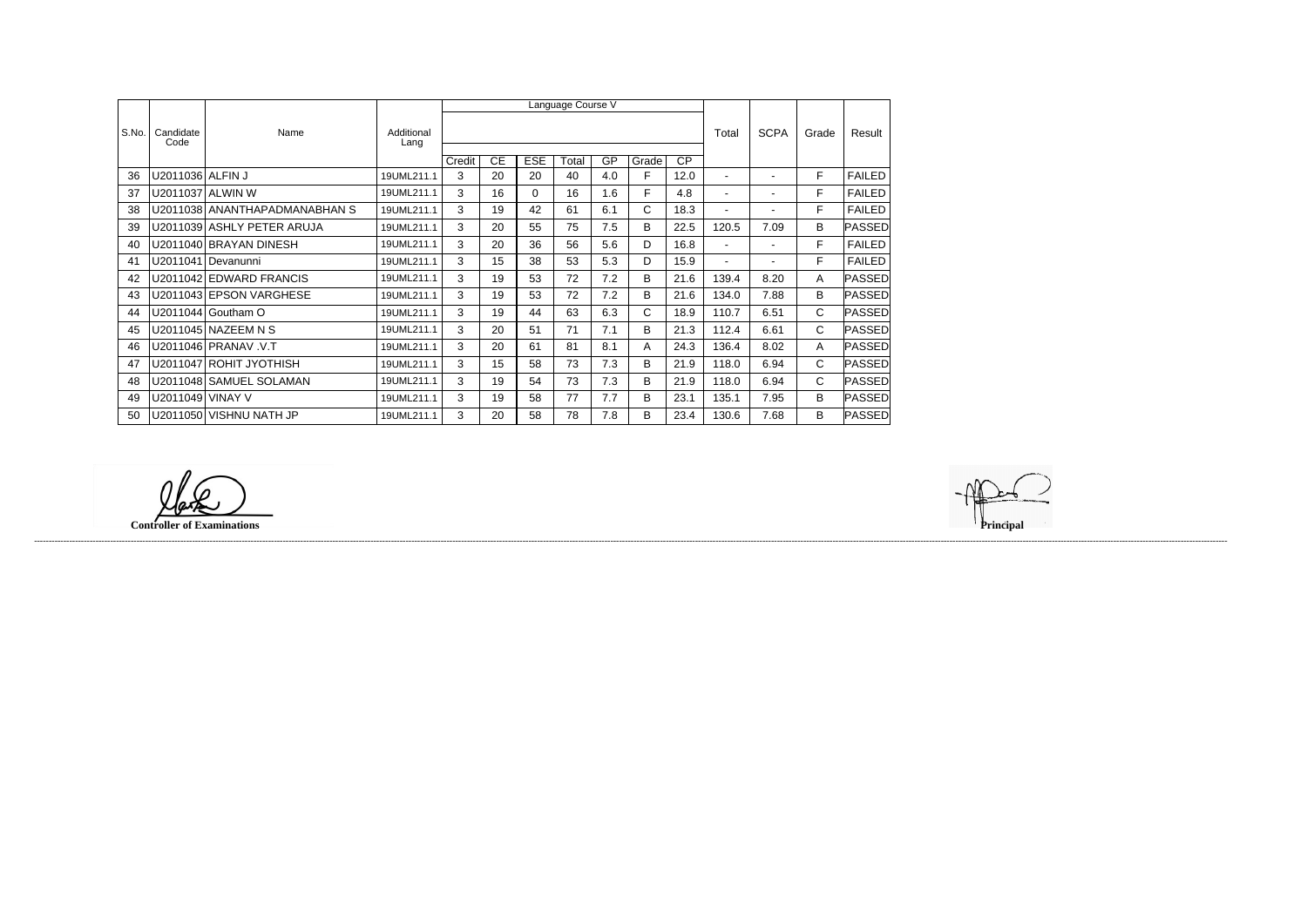| S.No. | Candidate Code | Name | Additional Lang | Language Course V | | | | | | | Total | SCPA | Grade | Result |
|---|---|---|---|---|---|---|---|---|---|---|---|---|---|---|
| | | | | Credit | CE | ESE | Total | GP | Grade | CP | | | | |
| 36 | U2011036 | ALFIN J | 19UML211.1 | 3 | 20 | 20 | 40 | 4.0 | F | 12.0 | - | - | F | FAILED |
| 37 | U2011037 | ALWIN W | 19UML211.1 | 3 | 16 | 0 | 16 | 1.6 | F | 4.8 | - | - | F | FAILED |
| 38 | U2011038 | ANANTHAPADMANABHAN S | 19UML211.1 | 3 | 19 | 42 | 61 | 6.1 | C | 18.3 | - | - | F | FAILED |
| 39 | U2011039 | ASHLY PETER ARUJA | 19UML211.1 | 3 | 20 | 55 | 75 | 7.5 | B | 22.5 | 120.5 | 7.09 | B | PASSED |
| 40 | U2011040 | BRAYAN DINESH | 19UML211.1 | 3 | 20 | 36 | 56 | 5.6 | D | 16.8 | - | - | F | FAILED |
| 41 | U2011041 | Devanunni | 19UML211.1 | 3 | 15 | 38 | 53 | 5.3 | D | 15.9 | - | - | F | FAILED |
| 42 | U2011042 | EDWARD FRANCIS | 19UML211.1 | 3 | 19 | 53 | 72 | 7.2 | B | 21.6 | 139.4 | 8.20 | A | PASSED |
| 43 | U2011043 | EPSON VARGHESE | 19UML211.1 | 3 | 19 | 53 | 72 | 7.2 | B | 21.6 | 134.0 | 7.88 | B | PASSED |
| 44 | U2011044 | Goutham O | 19UML211.1 | 3 | 19 | 44 | 63 | 6.3 | C | 18.9 | 110.7 | 6.51 | C | PASSED |
| 45 | U2011045 | NAZEEM N S | 19UML211.1 | 3 | 20 | 51 | 71 | 7.1 | B | 21.3 | 112.4 | 6.61 | C | PASSED |
| 46 | U2011046 | PRANAV .V.T | 19UML211.1 | 3 | 20 | 61 | 81 | 8.1 | A | 24.3 | 136.4 | 8.02 | A | PASSED |
| 47 | U2011047 | ROHIT JYOTHISH | 19UML211.1 | 3 | 15 | 58 | 73 | 7.3 | B | 21.9 | 118.0 | 6.94 | C | PASSED |
| 48 | U2011048 | SAMUEL SOLAMAN | 19UML211.1 | 3 | 19 | 54 | 73 | 7.3 | B | 21.9 | 118.0 | 6.94 | C | PASSED |
| 49 | U2011049 | VINAY V | 19UML211.1 | 3 | 19 | 58 | 77 | 7.7 | B | 23.1 | 135.1 | 7.95 | B | PASSED |
| 50 | U2011050 | VISHNU NATH JP | 19UML211.1 | 3 | 20 | 58 | 78 | 7.8 | B | 23.4 | 130.6 | 7.68 | B | PASSED |

**Controller of Examinations**

**Principal**